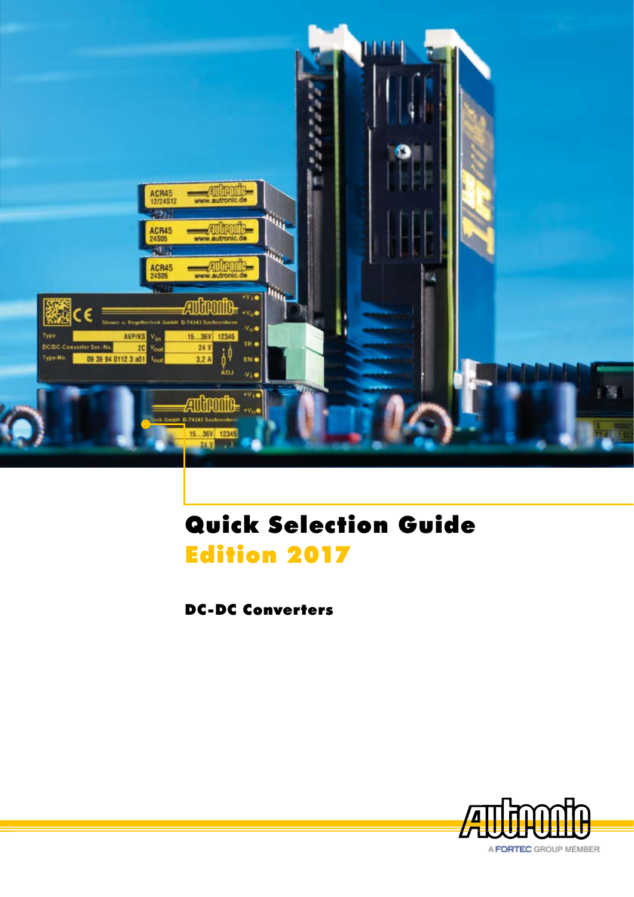# Quick Selection Guide

## Edition 2017

### DC-DC Converters

A FORTEC GROUP MEMBER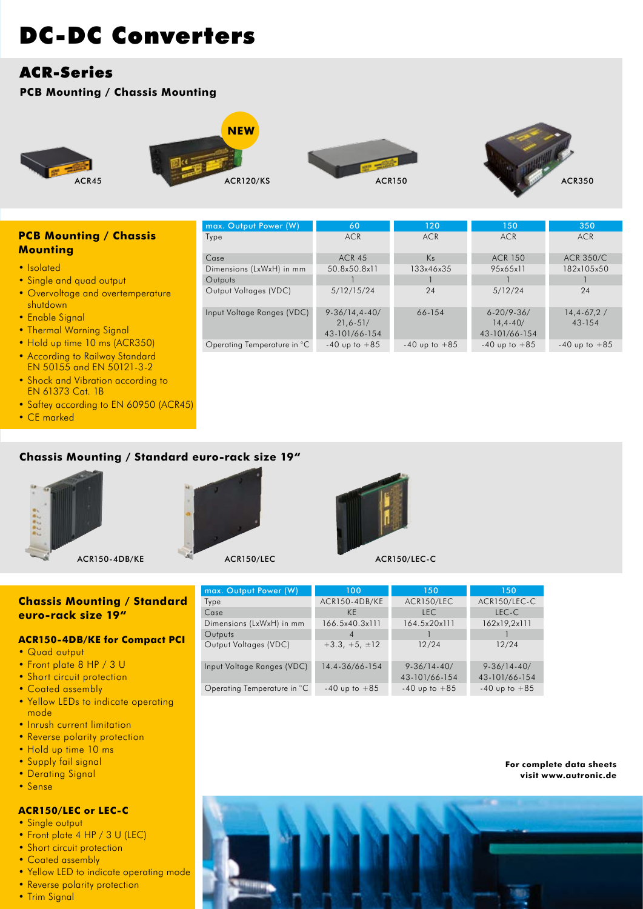# DC-DC Converters

## ACR-Series

**PCB Mounting / Chassis Mounting**

NEW

ACR45 ACR120/KS ACR150 ACR350

### PCB Mounting / Chassis Mounting

- Isolated
- Single and quad output
- Overvoltage and overtemperature shutdown
- Enable Signal
- Thermal Warning Signal
- Hold up time 10 ms (ACR350)
- According to Railway Standard EN 50155 and EN 50121-3-2
- Shock and Vibration according to EN 61373 Cat. 1B
- Saftey according to EN 60950 (ACR45)
- CE marked

| max. Output Power (W) | 60 | 120 | 150 | 350 |
|---|---|---|---|---|
| Type | ACR | ACR | ACR | ACR |
| Case | ACR 45 | Ks | ACR 150 | ACR 350/C |
| Dimensions (LxWxH) in mm | 50.8x50.8x11 | 133x46x35 | 95x65x11 | 182x105x50 |
| Outputs | 1 | 1 | 1 | 1 |
| Output Voltages (VDC) | 5/12/15/24 | 24 | 5/12/24 | 24 |
| Input Voltage Ranges (VDC) | 9-36/14,4-40/ 21,6-51/ 43-101/66-154 | 66-154 | 6-20/9-36/ 14,4-40/ 43-101/66-154 | 14,4-67,2 / 43-154 |
| Operating Temperature in °C | -40 up to +85 | -40 up to +85 | -40 up to +85 | -40 up to +85 |

**Chassis Mounting / Standard euro-rack size 19"**

ACR150-4DB/KE ACR150/LEC ACR150/LEC-C

### Chassis Mounting / Standard euro-rack size 19"

#### ACR150-4DB/KE for Compact PCI

- Quad output
- Front plate 8 HP / 3 U
- Short circuit protection
- Coated assembly
- Yellow LEDs to indicate operating mode
- Inrush current limitation
- Reverse polarity protection
- Hold up time 10 ms
- Supply fail signal
- Derating Signal
- Sense

#### ACR150/LEC or LEC-C

- Single output
- Front plate 4 HP / 3 U (LEC)
- Short circuit protection
- Coated assembly
- Yellow LED to indicate operating mode
- Reverse polarity protection
- Trim Signal

| max. Output Power (W) | 100 | 150 | 150 |
|---|---|---|---|
| Type | ACR150-4DB/KE | ACR150/LEC | ACR150/LEC-C |
| Case | KE | LEC | LEC-C |
| Dimensions (LxWxH) in mm | 166.5x40.3x111 | 164.5x20x111 | 162x19,2x111 |
| Outputs | 4 | 1 | 1 |
| Output Voltages (VDC) | +3.3, +5, ±12 | 12/24 | 12/24 |
| Input Voltage Ranges (VDC) | 14.4-36/66-154 | 9-36/14-40/ 43-101/66-154 | 9-36/14-40/ 43-101/66-154 |
| Operating Temperature in °C | -40 up to +85 | -40 up to +85 | -40 up to +85 |

**For complete data sheets visit www.autronic.de**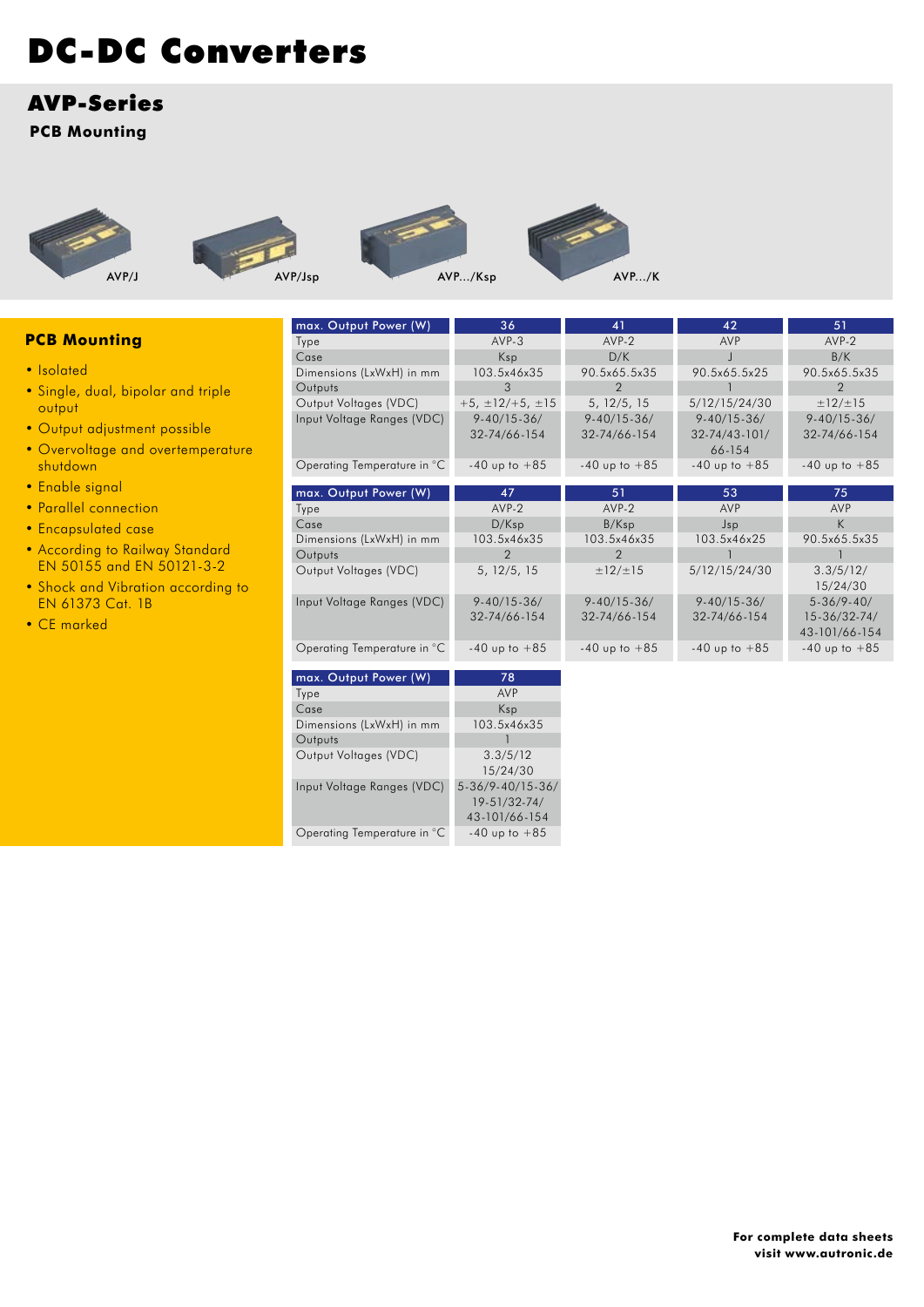# DC-DC Converters

## AVP-Series

**PCB Mounting**

AVP/J AVP/Jsp AVP.../Ksp AVP.../K

### PCB Mounting

- Isolated
- Single, dual, bipolar and triple output
- Output adjustment possible
- Overvoltage and overtemperature shutdown
- Enable signal
- Parallel connection
- Encapsulated case
- According to Railway Standard EN 50155 and EN 50121-3-2
- Shock and Vibration according to EN 61373 Cat. 1B
- CE marked

| max. Output Power (W) | 36 | 41 | 42 | 51 |
|---|---|---|---|---|
| Type | AVP-3 | AVP-2 | AVP | AVP-2 |
| Case | Ksp | D/K | J | B/K |
| Dimensions (LxWxH) in mm | 103.5x46x35 | 90.5x65.5x35 | 90.5x65.5x25 | 90.5x65.5x35 |
| Outputs | 3 | 2 | 1 | 2 |
| Output Voltages (VDC) | +5, ±12/+5, ±15 | 5, 12/5, 15 | 5/12/15/24/30 | ±12/±15 |
| Input Voltage Ranges (VDC) | 9-40/15-36/ 32-74/66-154 | 9-40/15-36/ 32-74/66-154 | 9-40/15-36/ 32-74/43-101/ 66-154 | 9-40/15-36/ 32-74/66-154 |
| Operating Temperature in °C | -40 up to +85 | -40 up to +85 | -40 up to +85 | -40 up to +85 |

| max. Output Power (W) | 47 | 51 | 53 | 75 |
|---|---|---|---|---|
| Type | AVP-2 | AVP-2 | AVP | AVP |
| Case | D/Ksp | B/Ksp | Jsp | K |
| Dimensions (LxWxH) in mm | 103.5x46x35 | 103.5x46x35 | 103.5x46x25 | 90.5x65.5x35 |
| Outputs | 2 | 2 | 1 | 1 |
| Output Voltages (VDC) | 5, 12/5, 15 | ±12/±15 | 5/12/15/24/30 | 3.3/5/12/ 15/24/30 |
| Input Voltage Ranges (VDC) | 9-40/15-36/ 32-74/66-154 | 9-40/15-36/ 32-74/66-154 | 9-40/15-36/ 32-74/66-154 | 5-36/9-40/ 15-36/32-74/ 43-101/66-154 |
| Operating Temperature in °C | -40 up to +85 | -40 up to +85 | -40 up to +85 | -40 up to +85 |

| max. Output Power (W) | 78 |
|---|---|
| Type | AVP |
| Case | Ksp |
| Dimensions (LxWxH) in mm | 103.5x46x35 |
| Outputs | 1 |
| Output Voltages (VDC) | 3.3/5/12 15/24/30 |
| Input Voltage Ranges (VDC) | 5-36/9-40/15-36/ 19-51/32-74/ 43-101/66-154 |
| Operating Temperature in °C | -40 up to +85 |

**For complete data sheets visit www.autronic.de**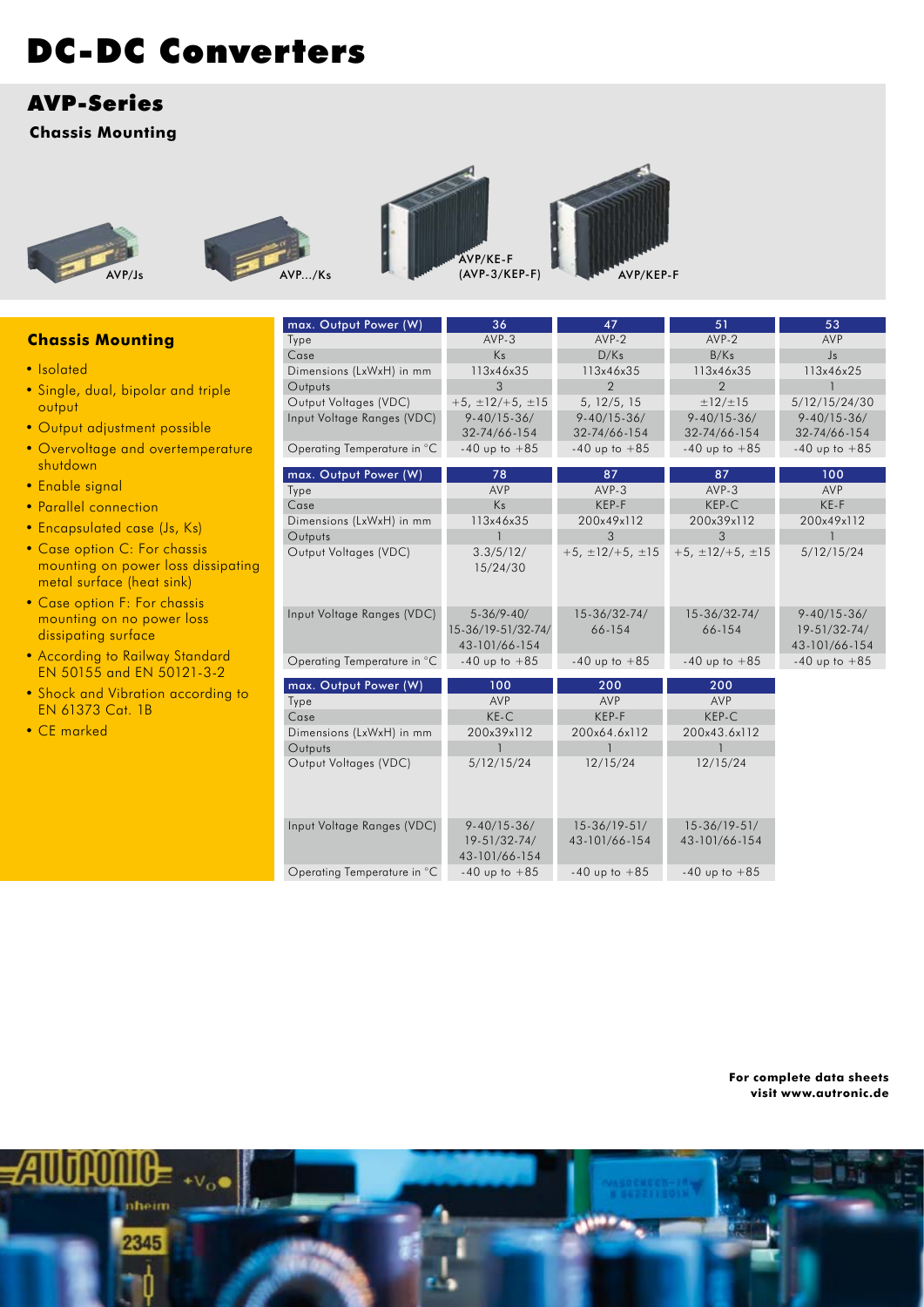# DC-DC Converters

## AVP-Series

**Chassis Mounting**

AVP/Js    AVP.../Ks    AVP/KE-F (AVP-3/KEP-F)    AVP/KEP-F

### Chassis Mounting

- Isolated
- Single, dual, bipolar and triple output
- Output adjustment possible
- Overvoltage and overtemperature shutdown
- Enable signal
- Parallel connection
- Encapsulated case (Js, Ks)
- Case option C: For chassis mounting on power loss dissipating metal surface (heat sink)
- Case option F: For chassis mounting on no power loss dissipating surface
- According to Railway Standard EN 50155 and EN 50121-3-2
- Shock and Vibration according to EN 61373 Cat. 1B
- CE marked

| max. Output Power (W) | 36 | 47 | 51 | 53 |
|---|---|---|---|---|
| Type | AVP-3 | AVP-2 | AVP-2 | AVP |
| Case | Ks | D/Ks | B/Ks | Js |
| Dimensions (LxWxH) in mm | 113x46x35 | 113x46x35 | 113x46x35 | 113x46x25 |
| Outputs | 3 | 2 | 2 | 1 |
| Output Voltages (VDC) | +5, ±12/+5, ±15 | 5, 12/5, 15 | ±12/±15 | 5/12/15/24/30 |
| Input Voltage Ranges (VDC) | 9-40/15-36/ 32-74/66-154 | 9-40/15-36/ 32-74/66-154 | 9-40/15-36/ 32-74/66-154 | 9-40/15-36/ 32-74/66-154 |
| Operating Temperature in °C | -40 up to +85 | -40 up to +85 | -40 up to +85 | -40 up to +85 |

| max. Output Power (W) | 78 | 87 | 87 | 100 |
|---|---|---|---|---|
| Type | AVP | AVP-3 | AVP-3 | AVP |
| Case | Ks | KEP-F | KEP-C | KE-F |
| Dimensions (LxWxH) in mm | 113x46x35 | 200x49x112 | 200x39x112 | 200x49x112 |
| Outputs | 1 | 3 | 3 | 1 |
| Output Voltages (VDC) | 3.3/5/12/ 15/24/30 | +5, ±12/+5, ±15 | +5, ±12/+5, ±15 | 5/12/15/24 |
| Input Voltage Ranges (VDC) | 5-36/9-40/ 15-36/19-51/32-74/ 43-101/66-154 | 15-36/32-74/ 66-154 | 15-36/32-74/ 66-154 | 9-40/15-36/ 19-51/32-74/ 43-101/66-154 |
| Operating Temperature in °C | -40 up to +85 | -40 up to +85 | -40 up to +85 | -40 up to +85 |

| max. Output Power (W) | 100 | 200 | 200 |
|---|---|---|---|
| Type | AVP | AVP | AVP |
| Case | KE-C | KEP-F | KEP-C |
| Dimensions (LxWxH) in mm | 200x39x112 | 200x64.6x112 | 200x43.6x112 |
| Outputs | 1 | 1 | 1 |
| Output Voltages (VDC) | 5/12/15/24 | 12/15/24 | 12/15/24 |
| Input Voltage Ranges (VDC) | 9-40/15-36/ 19-51/32-74/ 43-101/66-154 | 15-36/19-51/ 43-101/66-154 | 15-36/19-51/ 43-101/66-154 |
| Operating Temperature in °C | -40 up to +85 | -40 up to +85 | -40 up to +85 |

**For complete data sheets visit www.autronic.de**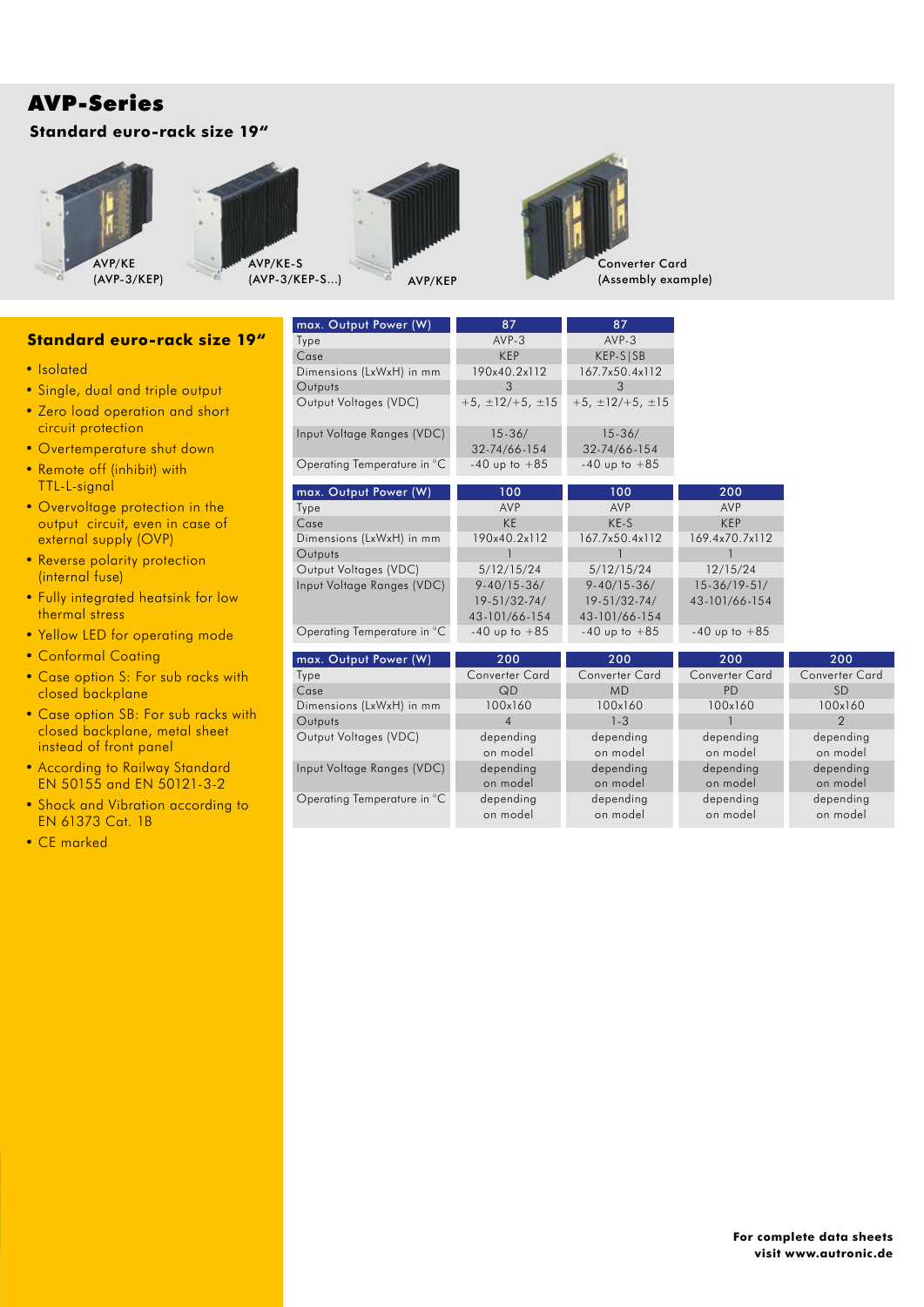# AVP-Series

**Standard euro-rack size 19"**

AVP/KE (AVP-3/KEP)

AVP/KE-S (AVP-3/KEP-S...)

AVP/KEP

Converter Card (Assembly example)

## Standard euro-rack size 19"

- Isolated
- Single, dual and triple output
- Zero load operation and short circuit protection
- Overtemperature shut down
- Remote off (inhibit) with TTL-L-signal
- Overvoltage protection in the output circuit, even in case of external supply (OVP)
- Reverse polarity protection (internal fuse)
- Fully integrated heatsink for low thermal stress
- Yellow LED for operating mode
- Conformal Coating
- Case option S: For sub racks with closed backplane
- Case option SB: For sub racks with closed backplane, metal sheet instead of front panel
- According to Railway Standard EN 50155 and EN 50121-3-2
- Shock and Vibration according to EN 61373 Cat. 1B
- CE marked

| max. Output Power (W) | 87 | 87 |
|---|---|---|
| Type | AVP-3 | AVP-3 |
| Case | KEP | KEP-S\|SB |
| Dimensions (LxWxH) in mm | 190x40.2x112 | 167.7x50.4x112 |
| Outputs | 3 | 3 |
| Output Voltages (VDC) | +5, ±12/+5, ±15 | +5, ±12/+5, ±15 |
| Input Voltage Ranges (VDC) | 15-36/ 32-74/66-154 | 15-36/ 32-74/66-154 |
| Operating Temperature in °C | -40 up to +85 | -40 up to +85 |

| max. Output Power (W) | 100 | 100 | 200 |
|---|---|---|---|
| Type | AVP | AVP | AVP |
| Case | KE | KE-S | KEP |
| Dimensions (LxWxH) in mm | 190x40.2x112 | 167.7x50.4x112 | 169.4x70.7x112 |
| Outputs | 1 | 1 | 1 |
| Output Voltages (VDC) | 5/12/15/24 | 5/12/15/24 | 12/15/24 |
| Input Voltage Ranges (VDC) | 9-40/15-36/ 19-51/32-74/ 43-101/66-154 | 9-40/15-36/ 19-51/32-74/ 43-101/66-154 | 15-36/19-51/ 43-101/66-154 |
| Operating Temperature in °C | -40 up to +85 | -40 up to +85 | -40 up to +85 |

| max. Output Power (W) | 200 | 200 | 200 | 200 |
|---|---|---|---|---|
| Type | Converter Card | Converter Card | Converter Card | Converter Card |
| Case | QD | MD | PD | SD |
| Dimensions (LxWxH) in mm | 100x160 | 100x160 | 100x160 | 100x160 |
| Outputs | 4 | 1-3 | 1 | 2 |
| Output Voltages (VDC) | depending on model | depending on model | depending on model | depending on model |
| Input Voltage Ranges (VDC) | depending on model | depending on model | depending on model | depending on model |
| Operating Temperature in °C | depending on model | depending on model | depending on model | depending on model |

**For complete data sheets visit www.autronic.de**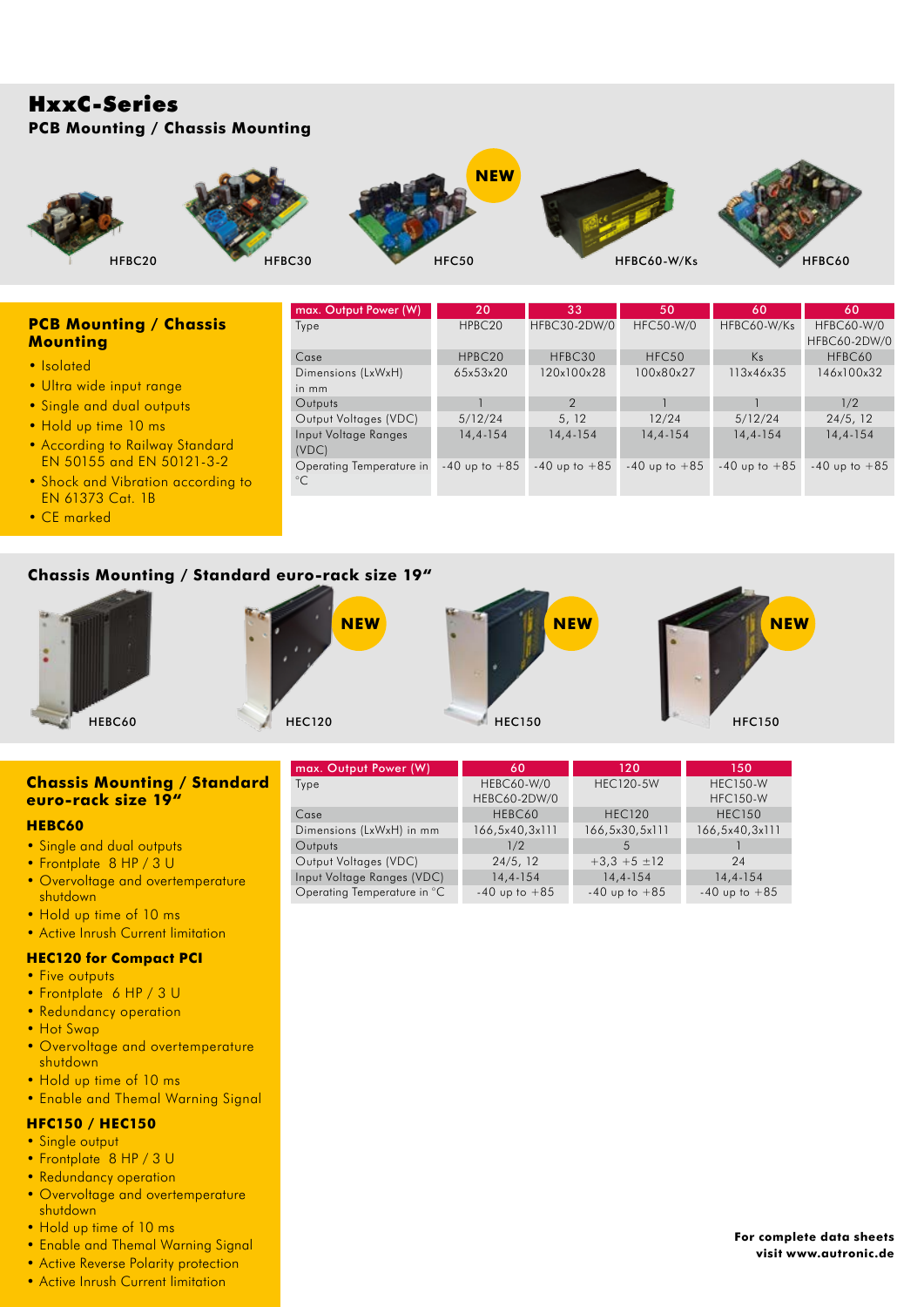# HxxC-Series

## PCB Mounting / Chassis Mounting

NEW

HFBC20 HFBC30 HFC50 HFBC60-W/Ks HFBC60

### PCB Mounting / Chassis Mounting

- Isolated
- Ultra wide input range
- Single and dual outputs
- Hold up time 10 ms
- According to Railway Standard EN 50155 and EN 50121-3-2
- Shock and Vibration according to EN 61373 Cat. 1B
- CE marked

| max. Output Power (W) | 20 | 33 | 50 | 60 | 60 |
|---|---|---|---|---|---|
| Type | HPBC20 | HFBC30-2DW/0 | HFC50-W/0 | HFBC60-W/Ks | HFBC60-W/0<br>HFBC60-2DW/0 |
| Case | HPBC20 | HFBC30 | HFC50 | Ks | HFBC60 |
| Dimensions (LxWxH) in mm | 65x53x20 | 120x100x28 | 100x80x27 | 113x46x35 | 146x100x32 |
| Outputs | 1 | 2 | 1 | 1 | 1/2 |
| Output Voltages (VDC) | 5/12/24 | 5, 12 | 12/24 | 5/12/24 | 24/5, 12 |
| Input Voltage Ranges (VDC) | 14,4-154 | 14,4-154 | 14,4-154 | 14,4-154 | 14,4-154 |
| Operating Temperature in °C | -40 up to +85 | -40 up to +85 | -40 up to +85 | -40 up to +85 | -40 up to +85 |

## Chassis Mounting / Standard euro-rack size 19"

NEW NEW NEW

HEBC60 HEC120 HEC150 HFC150

### Chassis Mounting / Standard euro-rack size 19"

#### HEBC60

- Single and dual outputs
- Frontplate 8 HP / 3 U
- Overvoltage and overtemperature shutdown
- Hold up time of 10 ms
- Active Inrush Current limitation

#### HEC120 for Compact PCI

- Five outputs
- Frontplate 6 HP / 3 U
- Redundancy operation
- Hot Swap
- Overvoltage and overtemperature shutdown
- Hold up time of 10 ms
- Enable and Themal Warning Signal

#### HFC150 / HEC150

- Single output
- Frontplate 8 HP / 3 U
- Redundancy operation
- Overvoltage and overtemperature shutdown
- Hold up time of 10 ms
- Enable and Themal Warning Signal
- Active Reverse Polarity protection
- Active Inrush Current limitation

| max. Output Power (W) | 60 | 120 | 150 |
|---|---|---|---|
| Type | HEBC60-W/0<br>HEBC60-2DW/0 | HEC120-5W | HEC150-W<br>HFC150-W |
| Case | HEBC60 | HEC120 | HEC150 |
| Dimensions (LxWxH) in mm | 166,5x40,3x111 | 166,5x30,5x111 | 166,5x40,3x111 |
| Outputs | 1/2 | 5 | 1 |
| Output Voltages (VDC) | 24/5, 12 | +3,3 +5 ±12 | 24 |
| Input Voltage Ranges (VDC) | 14,4-154 | 14,4-154 | 14,4-154 |
| Operating Temperature in °C | -40 up to +85 | -40 up to +85 | -40 up to +85 |

**For complete data sheets visit www.autronic.de**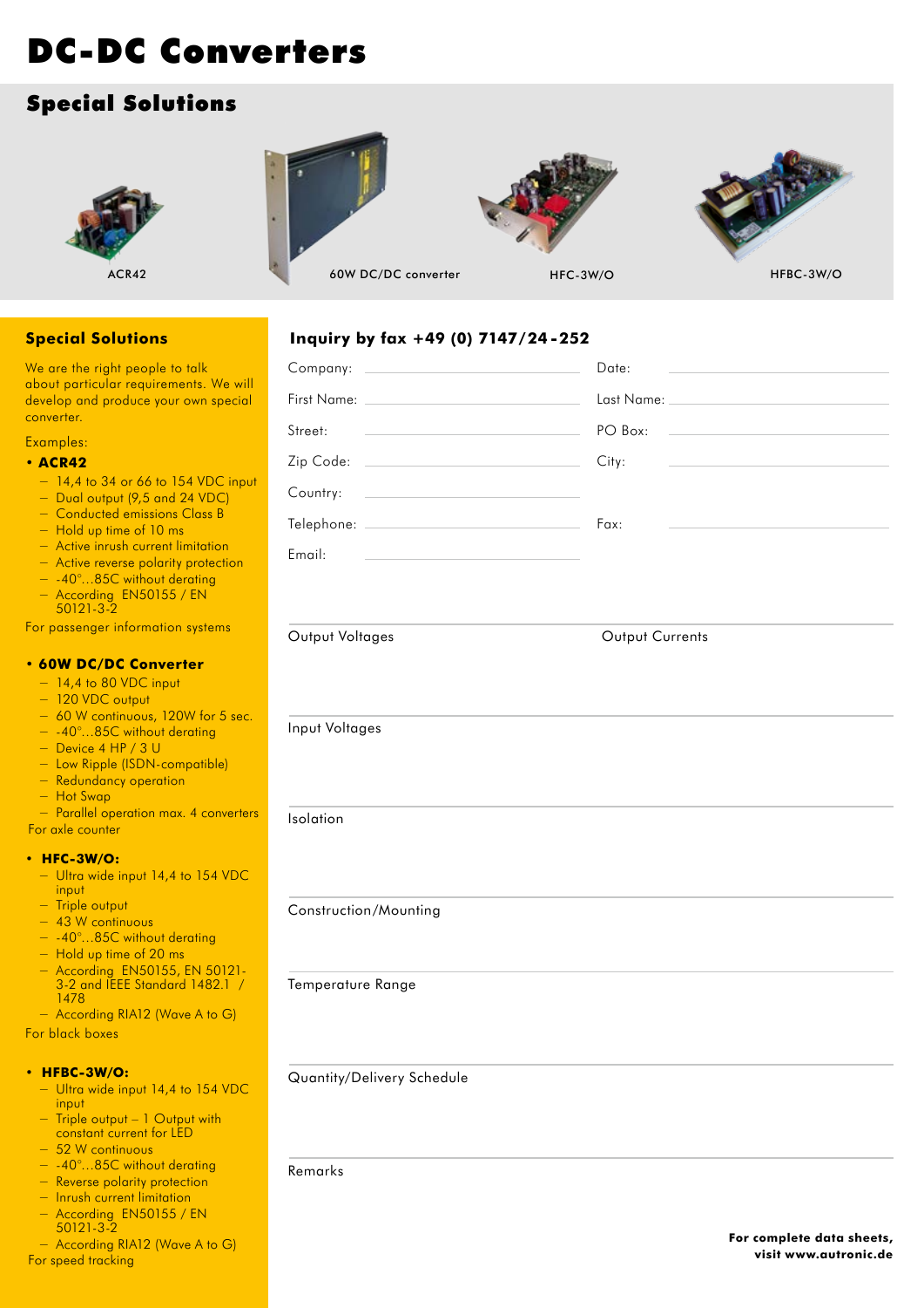# DC-DC Converters

## Special Solutions

ACR42

60W DC/DC converter

HFC-3W/O

HFBC-3W/O

### Special Solutions

We are the right people to talk about particular requirements. We will develop and produce your own special converter.

Examples:

- **ACR42**
  - 14,4 to 34 or 66 to 154 VDC input
  - Dual output (9,5 and 24 VDC)
  - Conducted emissions Class B
  - Hold up time of 10 ms
  - Active inrush current limitation
  - Active reverse polarity protection
  - -40°...85C without derating
  - According EN50155 / EN 50121-3-2

For passenger information systems

- **60W DC/DC Converter**
  - 14,4 to 80 VDC input
  - 120 VDC output
  - 60 W continuous, 120W for 5 sec.
  - -40°...85C without derating
  - Device 4 HP / 3 U
  - Low Ripple (ISDN-compatible)
  - Redundancy operation
  - Hot Swap
  - Parallel operation max. 4 converters

For axle counter

- **HFC-3W/O:**
  - Ultra wide input 14,4 to 154 VDC input
  - Triple output
  - 43 W continuous
  - -40°...85C without derating
  - Hold up time of 20 ms
  - According EN50155, EN 50121-3-2 and IEEE Standard 1482.1 / 1478
  - According RIA12 (Wave A to G)

For black boxes

- **HFBC-3W/O:**
  - Ultra wide input 14,4 to 154 VDC input
  - Triple output – 1 Output with constant current for LED
  - 52 W continuous
  - -40°...85C without derating
  - Reverse polarity protection
  - Inrush current limitation
  - According EN50155 / EN 50121-3-2
  - According RIA12 (Wave A to G)

For speed tracking

### Inquiry by fax +49 (0) 7147/24-252

| | | | |
|---|---|---|---|
| Company: | | Date: | |
| First Name: | | Last Name: | |
| Street: | | PO Box: | |
| Zip Code: | | City: | |
| Country: | | | |
| Telephone: | | Fax: | |
| Email: | | | |

Output Voltages

Output Currents

Input Voltages

Isolation

Construction/Mounting

Temperature Range

Quantity/Delivery Schedule

Remarks

**For complete data sheets, visit www.autronic.de**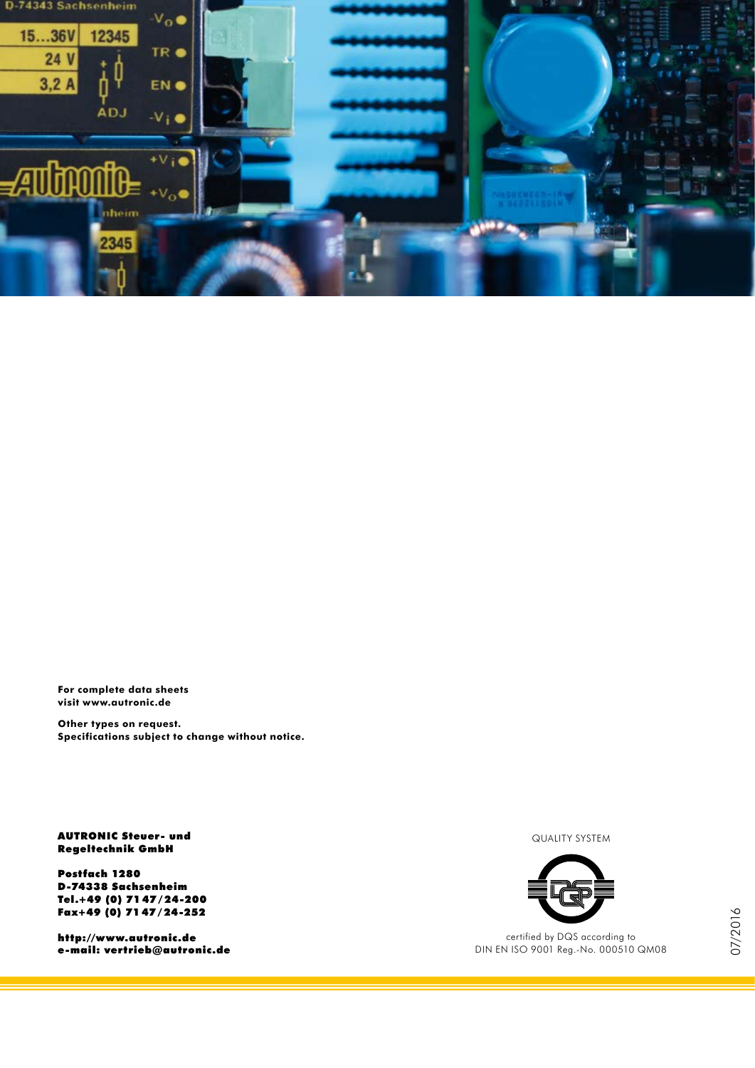**For complete data sheets**
**visit www.autronic.de**

**Other types on request.**
**Specifications subject to change without notice.**

**AUTRONIC Steuer- und Regeltechnik GmbH**

**Postfach 1280**
**D-74338 Sachsenheim**
**Tel.+49 (0) 71 47/24-200**
**Fax+49 (0) 71 47/24-252**

**http://www.autronic.de**
**e-mail: vertrieb@autronic.de**

QUALITY SYSTEM

certified by DQS according to
DIN EN ISO 9001 Reg.-No. 000510 QM08

07/2016